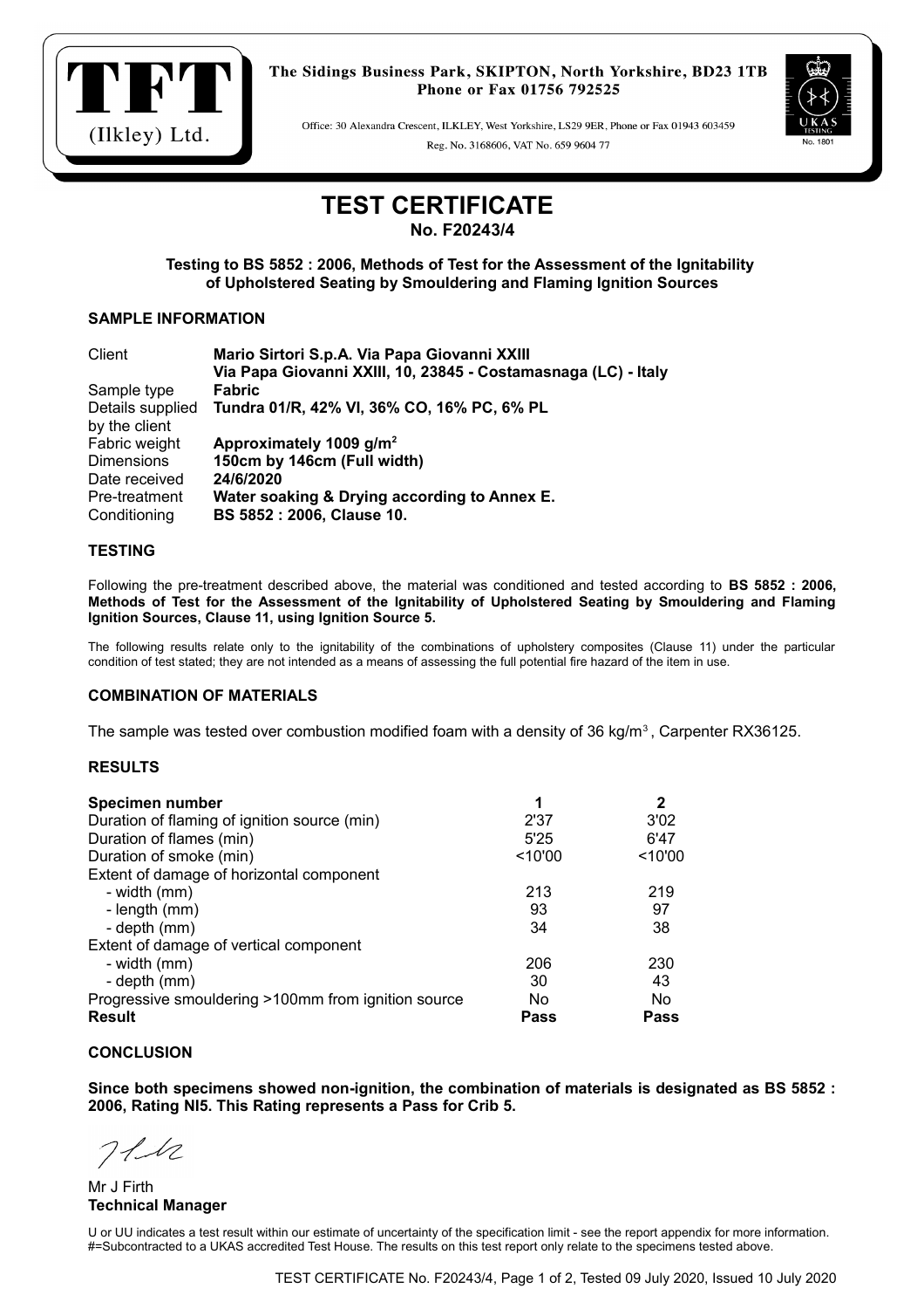TFT (Ilkley) Ltd.

The Sidings Business Park, SKIPTON, North Yorkshire, BD23 1TB
Phone or Fax 01756 792525

Office: 30 Alexandra Crescent, ILKLEY, West Yorkshire, LS29 9ER, Phone or Fax 01943 603459
Reg. No. 3168606, VAT No. 659 9604 77

UKAS TESTING No. 1801

# TEST CERTIFICATE

**No. F20243/4**

**Testing to BS 5852 : 2006, Methods of Test for the Assessment of the Ignitability of Upholstered Seating by Smouldering and Flaming Ignition Sources**

## SAMPLE INFORMATION

| | |
|---|---|
| Client | **Mario Sirtori S.p.A. Via Papa Giovanni XXIII** **Via Papa Giovanni XXIII, 10, 23845 - Costamasnaga (LC) - Italy** |
| Sample type | **Fabric** |
| Details supplied by the client | **Tundra 01/R, 42% VI, 36% CO, 16% PC, 6% PL** |
| Fabric weight | **Approximately 1009 g/m²** |
| Dimensions | **150cm by 146cm (Full width)** |
| Date received | **24/6/2020** |
| Pre-treatment | **Water soaking & Drying according to Annex E.** |
| Conditioning | **BS 5852 : 2006, Clause 10.** |

## TESTING

Following the pre-treatment described above, the material was conditioned and tested according to **BS 5852 : 2006, Methods of Test for the Assessment of the Ignitability of Upholstered Seating by Smouldering and Flaming Ignition Sources, Clause 11, using Ignition Source 5.**

The following results relate only to the ignitability of the combinations of upholstery composites (Clause 11) under the particular condition of test stated; they are not intended as a means of assessing the full potential fire hazard of the item in use.

## COMBINATION OF MATERIALS

The sample was tested over combustion modified foam with a density of 36 kg/m³, Carpenter RX36125.

## RESULTS

| **Specimen number** | **1** | **2** |
|---|---|---|
| Duration of flaming of ignition source (min) | 2'37 | 3'02 |
| Duration of flames (min) | 5'25 | 6'47 |
| Duration of smoke (min) | <10'00 | <10'00 |
| Extent of damage of horizontal component | | |
| - width (mm) | 213 | 219 |
| - length (mm) | 93 | 97 |
| - depth (mm) | 34 | 38 |
| Extent of damage of vertical component | | |
| - width (mm) | 206 | 230 |
| - depth (mm) | 30 | 43 |
| Progressive smouldering >100mm from ignition source | No | No |
| **Result** | **Pass** | **Pass** |

## CONCLUSION

**Since both specimens showed non-ignition, the combination of materials is designated as BS 5852 : 2006, Rating NI5. This Rating represents a Pass for Crib 5.**

Mr J Firth
**Technical Manager**

U or UU indicates a test result within our estimate of uncertainty of the specification limit - see the report appendix for more information. #=Subcontracted to a UKAS accredited Test House. The results on this test report only relate to the specimens tested above.

TEST CERTIFICATE No. F20243/4, Page 1 of 2, Tested 09 July 2020, Issued 10 July 2020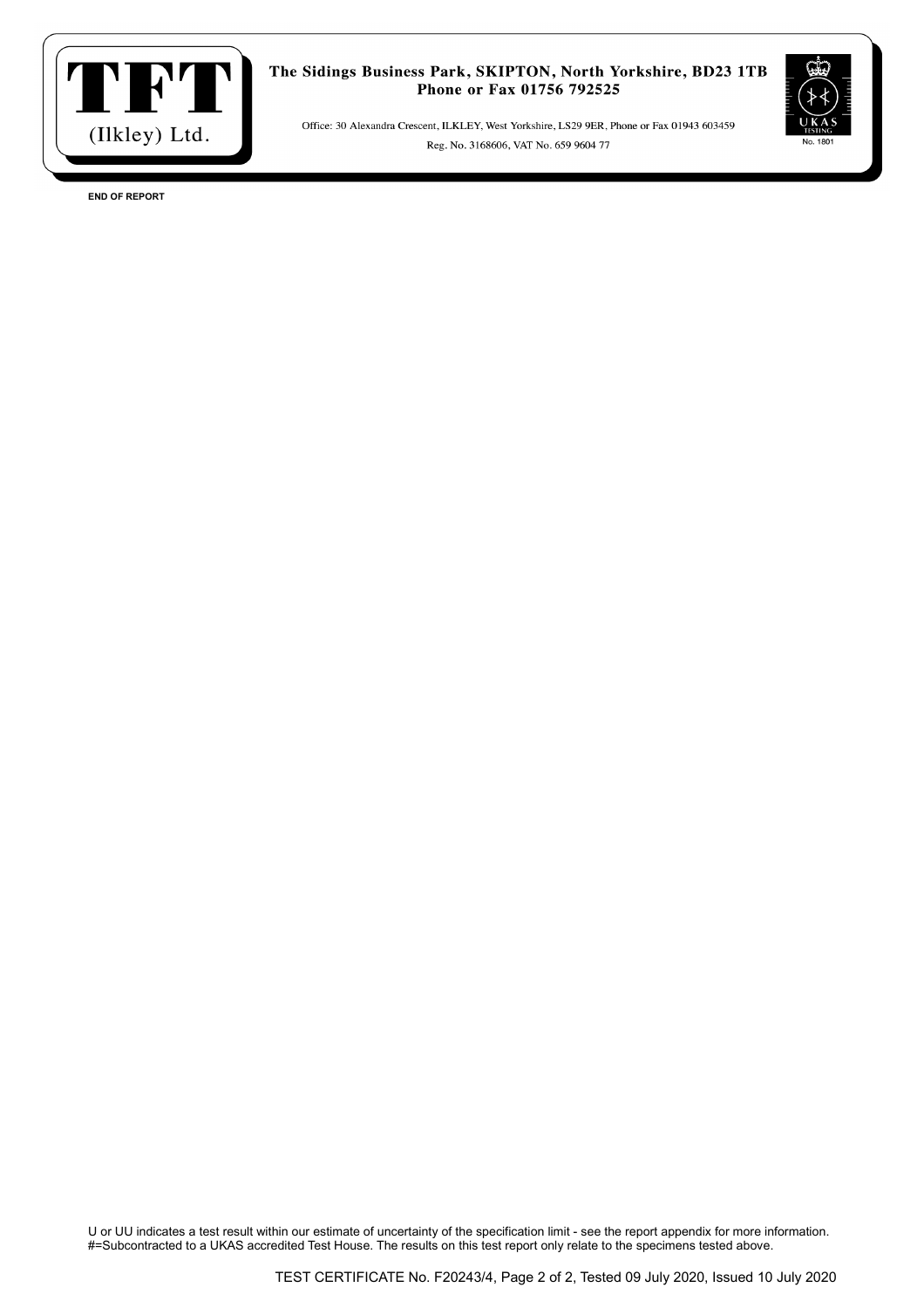**END OF REPORT**

U or UU indicates a test result within our estimate of uncertainty of the specification limit - see the report appendix for more information.
#=Subcontracted to a UKAS accredited Test House. The results on this test report only relate to the specimens tested above.